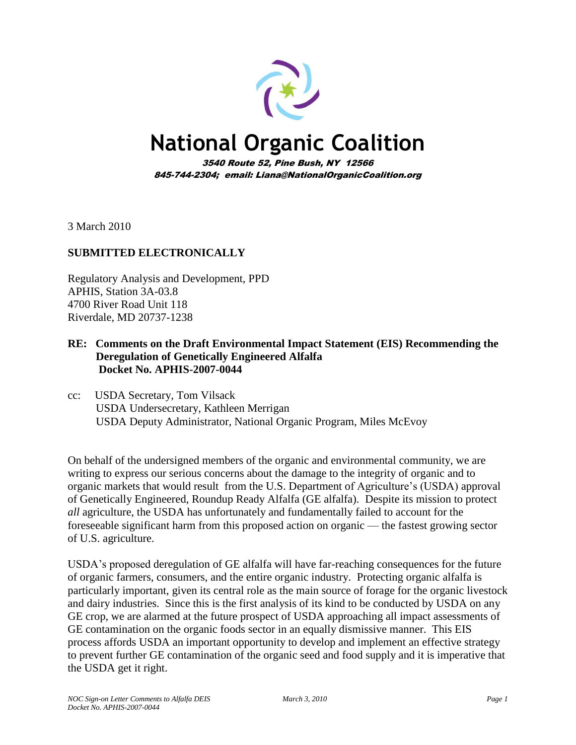# National Organic Coalition

*3540 Route 52, Pine Bush, NY 12566*
*845-744-2304; email: Liana@NationalOrganicCoalition.org*

3 March 2010

**SUBMITTED ELECTRONICALLY**

Regulatory Analysis and Development, PPD
APHIS, Station 3A-03.8
4700 River Road Unit 118
Riverdale, MD 20737-1238

**RE: Comments on the Draft Environmental Impact Statement (EIS) Recommending the Deregulation of Genetically Engineered Alfalfa
Docket No. APHIS-2007-0044**

cc: USDA Secretary, Tom Vilsack
USDA Undersecretary, Kathleen Merrigan
USDA Deputy Administrator, National Organic Program, Miles McEvoy

On behalf of the undersigned members of the organic and environmental community, we are writing to express our serious concerns about the damage to the integrity of organic and to organic markets that would result from the U.S. Department of Agriculture's (USDA) approval of Genetically Engineered, Roundup Ready Alfalfa (GE alfalfa). Despite its mission to protect *all* agriculture, the USDA has unfortunately and fundamentally failed to account for the foreseeable significant harm from this proposed action on organic — the fastest growing sector of U.S. agriculture.

USDA's proposed deregulation of GE alfalfa will have far-reaching consequences for the future of organic farmers, consumers, and the entire organic industry. Protecting organic alfalfa is particularly important, given its central role as the main source of forage for the organic livestock and dairy industries. Since this is the first analysis of its kind to be conducted by USDA on any GE crop, we are alarmed at the future prospect of USDA approaching all impact assessments of GE contamination on the organic foods sector in an equally dismissive manner. This EIS process affords USDA an important opportunity to develop and implement an effective strategy to prevent further GE contamination of the organic seed and food supply and it is imperative that the USDA get it right.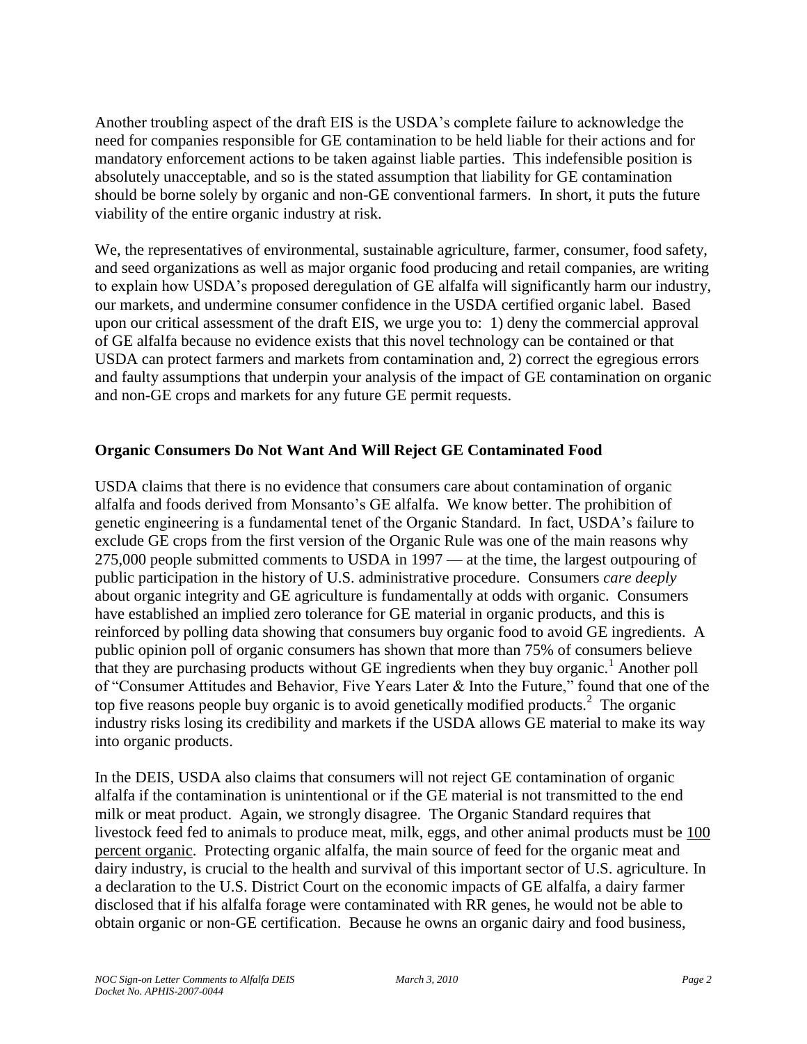Another troubling aspect of the draft EIS is the USDA's complete failure to acknowledge the need for companies responsible for GE contamination to be held liable for their actions and for mandatory enforcement actions to be taken against liable parties. This indefensible position is absolutely unacceptable, and so is the stated assumption that liability for GE contamination should be borne solely by organic and non-GE conventional farmers. In short, it puts the future viability of the entire organic industry at risk.

We, the representatives of environmental, sustainable agriculture, farmer, consumer, food safety, and seed organizations as well as major organic food producing and retail companies, are writing to explain how USDA's proposed deregulation of GE alfalfa will significantly harm our industry, our markets, and undermine consumer confidence in the USDA certified organic label. Based upon our critical assessment of the draft EIS, we urge you to: 1) deny the commercial approval of GE alfalfa because no evidence exists that this novel technology can be contained or that USDA can protect farmers and markets from contamination and, 2) correct the egregious errors and faulty assumptions that underpin your analysis of the impact of GE contamination on organic and non-GE crops and markets for any future GE permit requests.

**Organic Consumers Do Not Want And Will Reject GE Contaminated Food**

USDA claims that there is no evidence that consumers care about contamination of organic alfalfa and foods derived from Monsanto's GE alfalfa. We know better. The prohibition of genetic engineering is a fundamental tenet of the Organic Standard. In fact, USDA's failure to exclude GE crops from the first version of the Organic Rule was one of the main reasons why 275,000 people submitted comments to USDA in 1997 — at the time, the largest outpouring of public participation in the history of U.S. administrative procedure. Consumers *care deeply* about organic integrity and GE agriculture is fundamentally at odds with organic. Consumers have established an implied zero tolerance for GE material in organic products, and this is reinforced by polling data showing that consumers buy organic food to avoid GE ingredients. A public opinion poll of organic consumers has shown that more than 75% of consumers believe that they are purchasing products without GE ingredients when they buy organic.[1] Another poll of "Consumer Attitudes and Behavior, Five Years Later & Into the Future," found that one of the top five reasons people buy organic is to avoid genetically modified products.[2] The organic industry risks losing its credibility and markets if the USDA allows GE material to make its way into organic products.

In the DEIS, USDA also claims that consumers will not reject GE contamination of organic alfalfa if the contamination is unintentional or if the GE material is not transmitted to the end milk or meat product. Again, we strongly disagree. The Organic Standard requires that livestock feed fed to animals to produce meat, milk, eggs, and other animal products must be <u>100 percent organic</u>. Protecting organic alfalfa, the main source of feed for the organic meat and dairy industry, is crucial to the health and survival of this important sector of U.S. agriculture. In a declaration to the U.S. District Court on the economic impacts of GE alfalfa, a dairy farmer disclosed that if his alfalfa forage were contaminated with RR genes, he would not be able to obtain organic or non-GE certification. Because he owns an organic dairy and food business,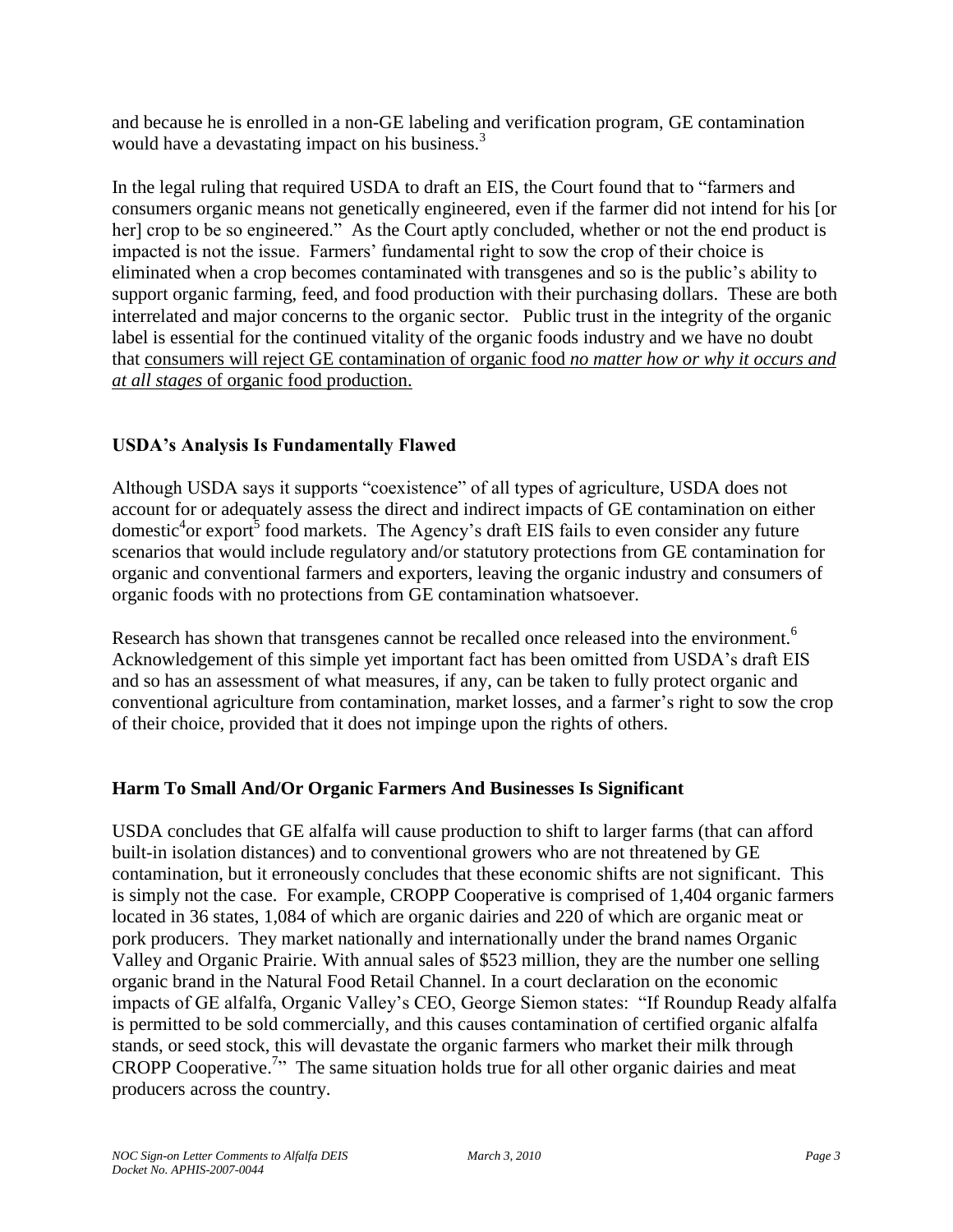and because he is enrolled in a non-GE labeling and verification program, GE contamination would have a devastating impact on his business.[3]

In the legal ruling that required USDA to draft an EIS, the Court found that to "farmers and consumers organic means not genetically engineered, even if the farmer did not intend for his [or her] crop to be so engineered." As the Court aptly concluded, whether or not the end product is impacted is not the issue. Farmers' fundamental right to sow the crop of their choice is eliminated when a crop becomes contaminated with transgenes and so is the public's ability to support organic farming, feed, and food production with their purchasing dollars. These are both interrelated and major concerns to the organic sector. Public trust in the integrity of the organic label is essential for the continued vitality of the organic foods industry and we have no doubt that <u>consumers will reject GE contamination of organic food *no matter how or why it occurs and at all stages* of organic food production.</u>

### USDA's Analysis Is Fundamentally Flawed

Although USDA says it supports "coexistence" of all types of agriculture, USDA does not account for or adequately assess the direct and indirect impacts of GE contamination on either domestic[4] or export[5] food markets. The Agency's draft EIS fails to even consider any future scenarios that would include regulatory and/or statutory protections from GE contamination for organic and conventional farmers and exporters, leaving the organic industry and consumers of organic foods with no protections from GE contamination whatsoever.

Research has shown that transgenes cannot be recalled once released into the environment.[6] Acknowledgement of this simple yet important fact has been omitted from USDA's draft EIS and so has an assessment of what measures, if any, can be taken to fully protect organic and conventional agriculture from contamination, market losses, and a farmer's right to sow the crop of their choice, provided that it does not impinge upon the rights of others.

### Harm To Small And/Or Organic Farmers And Businesses Is Significant

USDA concludes that GE alfalfa will cause production to shift to larger farms (that can afford built-in isolation distances) and to conventional growers who are not threatened by GE contamination, but it erroneously concludes that these economic shifts are not significant. This is simply not the case. For example, CROPP Cooperative is comprised of 1,404 organic farmers located in 36 states, 1,084 of which are organic dairies and 220 of which are organic meat or pork producers. They market nationally and internationally under the brand names Organic Valley and Organic Prairie. With annual sales of $523 million, they are the number one selling organic brand in the Natural Food Retail Channel. In a court declaration on the economic impacts of GE alfalfa, Organic Valley's CEO, George Siemon states: "If Roundup Ready alfalfa is permitted to be sold commercially, and this causes contamination of certified organic alfalfa stands, or seed stock, this will devastate the organic farmers who market their milk through CROPP Cooperative.[7]" The same situation holds true for all other organic dairies and meat producers across the country.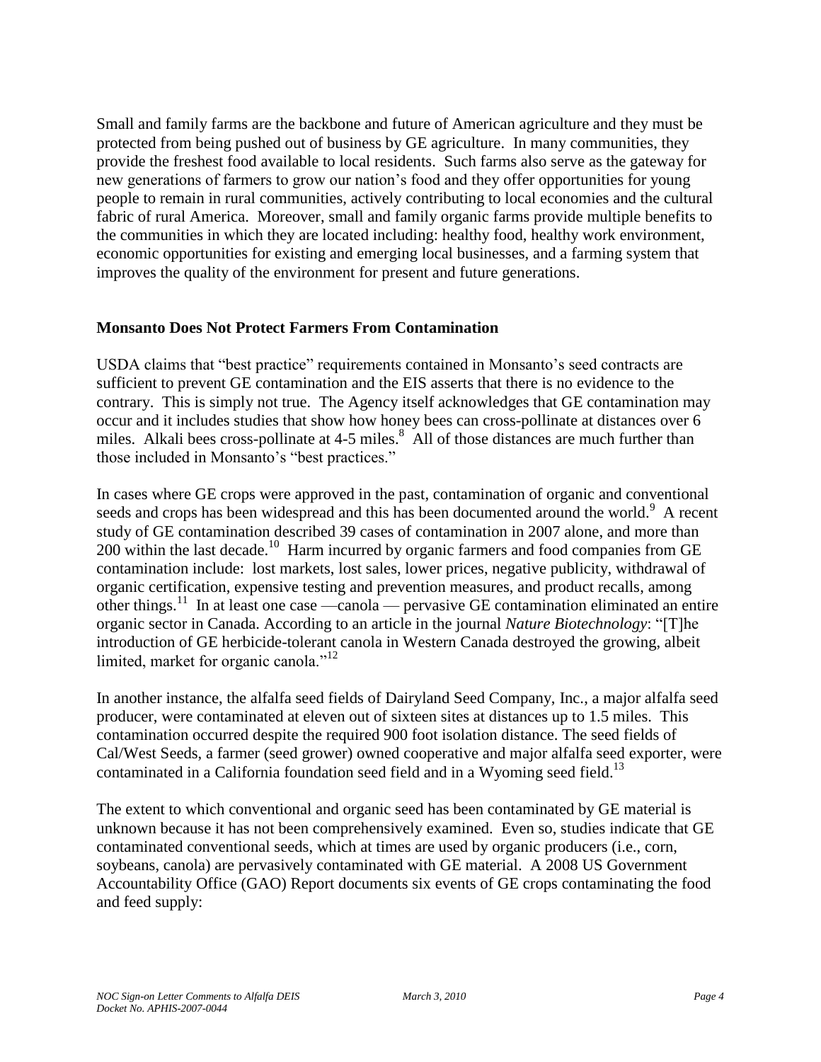Small and family farms are the backbone and future of American agriculture and they must be protected from being pushed out of business by GE agriculture. In many communities, they provide the freshest food available to local residents. Such farms also serve as the gateway for new generations of farmers to grow our nation's food and they offer opportunities for young people to remain in rural communities, actively contributing to local economies and the cultural fabric of rural America. Moreover, small and family organic farms provide multiple benefits to the communities in which they are located including: healthy food, healthy work environment, economic opportunities for existing and emerging local businesses, and a farming system that improves the quality of the environment for present and future generations.

## Monsanto Does Not Protect Farmers From Contamination

USDA claims that "best practice" requirements contained in Monsanto's seed contracts are sufficient to prevent GE contamination and the EIS asserts that there is no evidence to the contrary. This is simply not true. The Agency itself acknowledges that GE contamination may occur and it includes studies that show how honey bees can cross-pollinate at distances over 6 miles. Alkali bees cross-pollinate at 4-5 miles.[8] All of those distances are much further than those included in Monsanto's "best practices."

In cases where GE crops were approved in the past, contamination of organic and conventional seeds and crops has been widespread and this has been documented around the world.[9] A recent study of GE contamination described 39 cases of contamination in 2007 alone, and more than 200 within the last decade.[10] Harm incurred by organic farmers and food companies from GE contamination include: lost markets, lost sales, lower prices, negative publicity, withdrawal of organic certification, expensive testing and prevention measures, and product recalls, among other things.[11] In at least one case —canola — pervasive GE contamination eliminated an entire organic sector in Canada. According to an article in the journal *Nature Biotechnology*: "[T]he introduction of GE herbicide-tolerant canola in Western Canada destroyed the growing, albeit limited, market for organic canola."[12]

In another instance, the alfalfa seed fields of Dairyland Seed Company, Inc., a major alfalfa seed producer, were contaminated at eleven out of sixteen sites at distances up to 1.5 miles. This contamination occurred despite the required 900 foot isolation distance. The seed fields of Cal/West Seeds, a farmer (seed grower) owned cooperative and major alfalfa seed exporter, were contaminated in a California foundation seed field and in a Wyoming seed field.[13]

The extent to which conventional and organic seed has been contaminated by GE material is unknown because it has not been comprehensively examined. Even so, studies indicate that GE contaminated conventional seeds, which at times are used by organic producers (i.e., corn, soybeans, canola) are pervasively contaminated with GE material. A 2008 US Government Accountability Office (GAO) Report documents six events of GE crops contaminating the food and feed supply: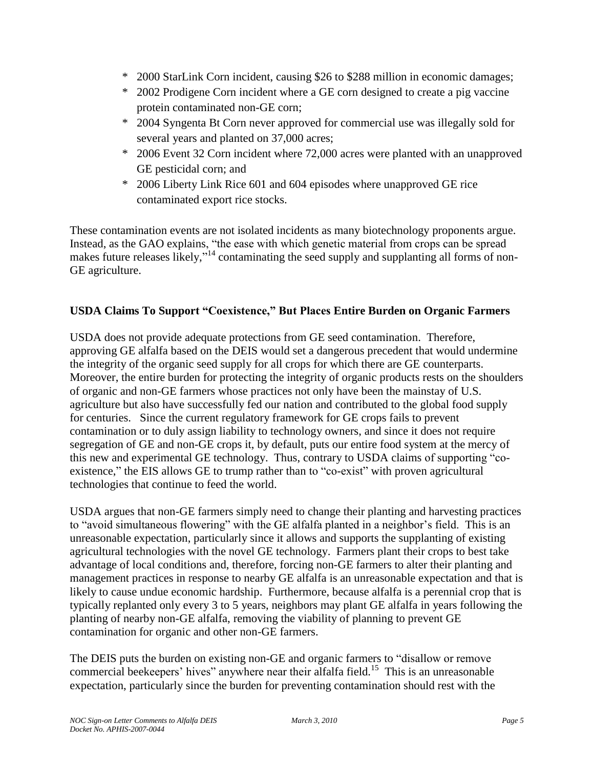* 2000 StarLink Corn incident, causing $26 to $288 million in economic damages;
* 2002 Prodigene Corn incident where a GE corn designed to create a pig vaccine protein contaminated non-GE corn;
* 2004 Syngenta Bt Corn never approved for commercial use was illegally sold for several years and planted on 37,000 acres;
* 2006 Event 32 Corn incident where 72,000 acres were planted with an unapproved GE pesticidal corn; and
* 2006 Liberty Link Rice 601 and 604 episodes where unapproved GE rice contaminated export rice stocks.

These contamination events are not isolated incidents as many biotechnology proponents argue. Instead, as the GAO explains, "the ease with which genetic material from crops can be spread makes future releases likely,"[14] contaminating the seed supply and supplanting all forms of non-GE agriculture.

**USDA Claims To Support "Coexistence," But Places Entire Burden on Organic Farmers**

USDA does not provide adequate protections from GE seed contamination. Therefore, approving GE alfalfa based on the DEIS would set a dangerous precedent that would undermine the integrity of the organic seed supply for all crops for which there are GE counterparts. Moreover, the entire burden for protecting the integrity of organic products rests on the shoulders of organic and non-GE farmers whose practices not only have been the mainstay of U.S. agriculture but also have successfully fed our nation and contributed to the global food supply for centuries. Since the current regulatory framework for GE crops fails to prevent contamination or to duly assign liability to technology owners, and since it does not require segregation of GE and non-GE crops it, by default, puts our entire food system at the mercy of this new and experimental GE technology. Thus, contrary to USDA claims of supporting "co-existence," the EIS allows GE to trump rather than to "co-exist" with proven agricultural technologies that continue to feed the world.

USDA argues that non-GE farmers simply need to change their planting and harvesting practices to "avoid simultaneous flowering" with the GE alfalfa planted in a neighbor's field. This is an unreasonable expectation, particularly since it allows and supports the supplanting of existing agricultural technologies with the novel GE technology. Farmers plant their crops to best take advantage of local conditions and, therefore, forcing non-GE farmers to alter their planting and management practices in response to nearby GE alfalfa is an unreasonable expectation and that is likely to cause undue economic hardship. Furthermore, because alfalfa is a perennial crop that is typically replanted only every 3 to 5 years, neighbors may plant GE alfalfa in years following the planting of nearby non-GE alfalfa, removing the viability of planning to prevent GE contamination for organic and other non-GE farmers.

The DEIS puts the burden on existing non-GE and organic farmers to "disallow or remove commercial beekeepers' hives" anywhere near their alfalfa field.[15] This is an unreasonable expectation, particularly since the burden for preventing contamination should rest with the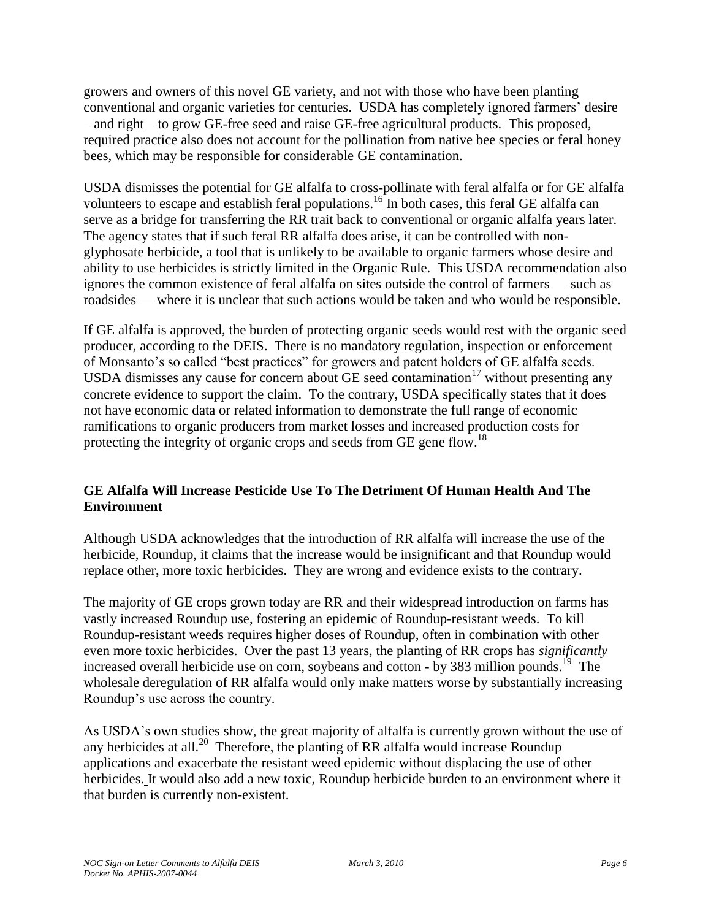growers and owners of this novel GE variety, and not with those who have been planting conventional and organic varieties for centuries. USDA has completely ignored farmers' desire – and right – to grow GE-free seed and raise GE-free agricultural products. This proposed, required practice also does not account for the pollination from native bee species or feral honey bees, which may be responsible for considerable GE contamination.

USDA dismisses the potential for GE alfalfa to cross-pollinate with feral alfalfa or for GE alfalfa volunteers to escape and establish feral populations.[16] In both cases, this feral GE alfalfa can serve as a bridge for transferring the RR trait back to conventional or organic alfalfa years later. The agency states that if such feral RR alfalfa does arise, it can be controlled with non-glyphosate herbicide, a tool that is unlikely to be available to organic farmers whose desire and ability to use herbicides is strictly limited in the Organic Rule. This USDA recommendation also ignores the common existence of feral alfalfa on sites outside the control of farmers — such as roadsides — where it is unclear that such actions would be taken and who would be responsible.

If GE alfalfa is approved, the burden of protecting organic seeds would rest with the organic seed producer, according to the DEIS. There is no mandatory regulation, inspection or enforcement of Monsanto's so called "best practices" for growers and patent holders of GE alfalfa seeds. USDA dismisses any cause for concern about GE seed contamination[17] without presenting any concrete evidence to support the claim. To the contrary, USDA specifically states that it does not have economic data or related information to demonstrate the full range of economic ramifications to organic producers from market losses and increased production costs for protecting the integrity of organic crops and seeds from GE gene flow.[18]

## GE Alfalfa Will Increase Pesticide Use To The Detriment Of Human Health And The Environment

Although USDA acknowledges that the introduction of RR alfalfa will increase the use of the herbicide, Roundup, it claims that the increase would be insignificant and that Roundup would replace other, more toxic herbicides. They are wrong and evidence exists to the contrary.

The majority of GE crops grown today are RR and their widespread introduction on farms has vastly increased Roundup use, fostering an epidemic of Roundup-resistant weeds. To kill Roundup-resistant weeds requires higher doses of Roundup, often in combination with other even more toxic herbicides. Over the past 13 years, the planting of RR crops has *significantly* increased overall herbicide use on corn, soybeans and cotton - by 383 million pounds.[19] The wholesale deregulation of RR alfalfa would only make matters worse by substantially increasing Roundup's use across the country.

As USDA's own studies show, the great majority of alfalfa is currently grown without the use of any herbicides at all.[20] Therefore, the planting of RR alfalfa would increase Roundup applications and exacerbate the resistant weed epidemic without displacing the use of other herbicides. It would also add a new toxic, Roundup herbicide burden to an environment where it that burden is currently non-existent.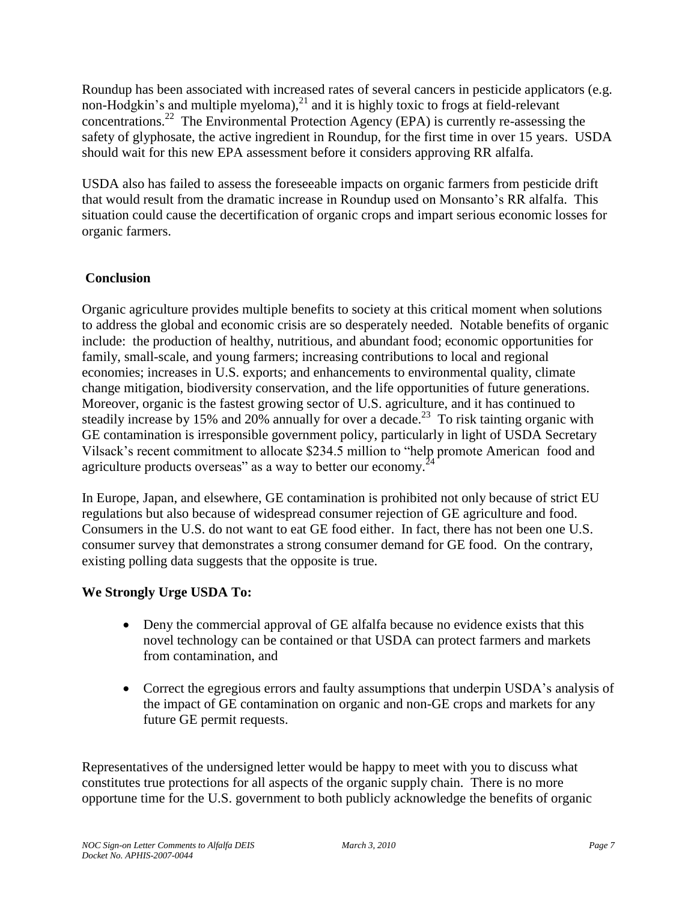Roundup has been associated with increased rates of several cancers in pesticide applicators (e.g. non-Hodgkin's and multiple myeloma),[21] and it is highly toxic to frogs at field-relevant concentrations.[22] The Environmental Protection Agency (EPA) is currently re-assessing the safety of glyphosate, the active ingredient in Roundup, for the first time in over 15 years. USDA should wait for this new EPA assessment before it considers approving RR alfalfa.

USDA also has failed to assess the foreseeable impacts on organic farmers from pesticide drift that would result from the dramatic increase in Roundup used on Monsanto's RR alfalfa. This situation could cause the decertification of organic crops and impart serious economic losses for organic farmers.

## Conclusion

Organic agriculture provides multiple benefits to society at this critical moment when solutions to address the global and economic crisis are so desperately needed. Notable benefits of organic include: the production of healthy, nutritious, and abundant food; economic opportunities for family, small-scale, and young farmers; increasing contributions to local and regional economies; increases in U.S. exports; and enhancements to environmental quality, climate change mitigation, biodiversity conservation, and the life opportunities of future generations. Moreover, organic is the fastest growing sector of U.S. agriculture, and it has continued to steadily increase by 15% and 20% annually for over a decade.[23] To risk tainting organic with GE contamination is irresponsible government policy, particularly in light of USDA Secretary Vilsack's recent commitment to allocate $234.5 million to "help promote American food and agriculture products overseas" as a way to better our economy.[24]

In Europe, Japan, and elsewhere, GE contamination is prohibited not only because of strict EU regulations but also because of widespread consumer rejection of GE agriculture and food. Consumers in the U.S. do not want to eat GE food either. In fact, there has not been one U.S. consumer survey that demonstrates a strong consumer demand for GE food. On the contrary, existing polling data suggests that the opposite is true.

**We Strongly Urge USDA To:**

- Deny the commercial approval of GE alfalfa because no evidence exists that this novel technology can be contained or that USDA can protect farmers and markets from contamination, and

- Correct the egregious errors and faulty assumptions that underpin USDA's analysis of the impact of GE contamination on organic and non-GE crops and markets for any future GE permit requests.

Representatives of the undersigned letter would be happy to meet with you to discuss what constitutes true protections for all aspects of the organic supply chain. There is no more opportune time for the U.S. government to both publicly acknowledge the benefits of organic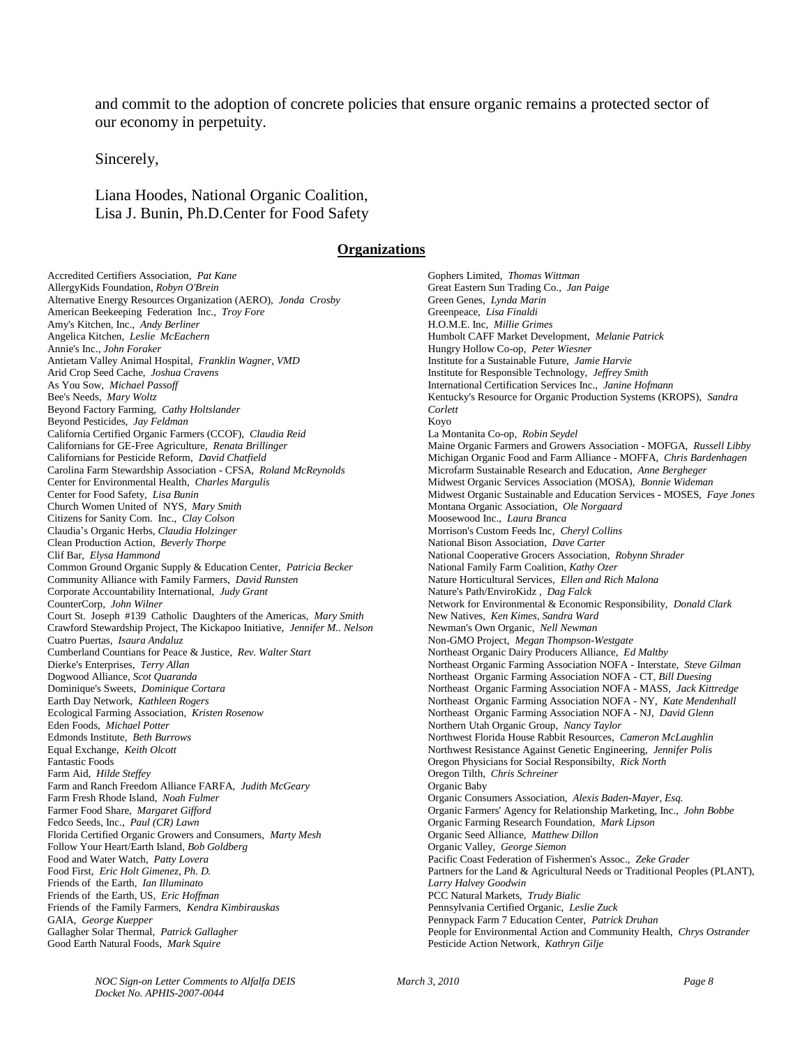and commit to the adoption of concrete policies that ensure organic remains a protected sector of our economy in perpetuity.

Sincerely,

Liana Hoodes, National Organic Coalition,
Lisa J. Bunin, Ph.D.Center for Food Safety

## **Organizations**

Accredited Certifiers Association, *Pat Kane*
AllergyKids Foundation, *Robyn O'Brein*
Alternative Energy Resources Organization (AERO), *Jonda Crosby*
American Beekeeping Federation Inc., *Troy Fore*
Amy's Kitchen, Inc., *Andy Berliner*
Angelica Kitchen, *Leslie McEachern*
Annie's Inc., *John Foraker*
Antietam Valley Animal Hospital, *Franklin Wagner, VMD*
Arid Crop Seed Cache, *Joshua Cravens*
As You Sow, *Michael Passoff*
Bee's Needs, *Mary Woltz*
Beyond Factory Farming, *Cathy Holtslander*
Beyond Pesticides, *Jay Feldman*
California Certified Organic Farmers (CCOF), *Claudia Reid*
Californians for GE-Free Agriculture, *Renata Brillinger*
Californians for Pesticide Reform, *David Chatfield*
Carolina Farm Stewardship Association - CFSA, *Roland McReynolds*
Center for Environmental Health, *Charles Margulis*
Center for Food Safety, *Lisa Bunin*
Church Women United of NYS, *Mary Smith*
Citizens for Sanity Com. Inc., *Clay Colson*
Claudia's Organic Herbs, *Claudia Holzinger*
Clean Production Action, *Beverly Thorpe*
Clif Bar, *Elysa Hammond*
Common Ground Organic Supply & Education Center, *Patricia Becker*
Community Alliance with Family Farmers, *David Runsten*
Corporate Accountability International, *Judy Grant*
CounterCorp, *John Wilner*
Court St. Joseph #139 Catholic Daughters of the Americas, *Mary Smith*
Crawford Stewardship Project, The Kickapoo Initiative, *Jennifer M.. Nelson*
Cuatro Puertas, *Isaura Andaluz*
Cumberland Countians for Peace & Justice, *Rev. Walter Start*
Dierke's Enterprises, *Terry Allan*
Dogwood Alliance, *Scot Quaranda*
Dominique's Sweets, *Dominique Cortara*
Earth Day Network, *Kathleen Rogers*
Ecological Farming Association, *Kristen Rosenow*
Eden Foods, *Michael Potter*
Edmonds Institute, *Beth Burrows*
Equal Exchange, *Keith Olcott*
Fantastic Foods
Farm Aid, *Hilde Steffey*
Farm and Ranch Freedom Alliance FARFA, *Judith McGeary*
Farm Fresh Rhode Island, *Noah Fulmer*
Farmer Food Share, *Margaret Gifford*
Fedco Seeds, Inc., *Paul (CR) Lawn*
Florida Certified Organic Growers and Consumers, *Marty Mesh*
Follow Your Heart/Earth Island, *Bob Goldberg*
Food and Water Watch, *Patty Lovera*
Food First, *Eric Holt Gimenez, Ph. D.*
Friends of the Earth, *Ian Illuminato*
Friends of the Earth, US, *Eric Hoffman*
Friends of the Family Farmers, *Kendra Kimbirauskas*
GAIA, *George Kuepper*
Gallagher Solar Thermal, *Patrick Gallagher*
Good Earth Natural Foods, *Mark Squire*
Gophers Limited, *Thomas Wittman*
Great Eastern Sun Trading Co., *Jan Paige*
Green Genes, *Lynda Marin*
Greenpeace, *Lisa Finaldi*
H.O.M.E. Inc, *Millie Grimes*
Humbolt CAFF Market Development, *Melanie Patrick*
Hungry Hollow Co-op, *Peter Wiesner*
Institute for a Sustainable Future, *Jamie Harvie*
Institute for Responsible Technology, *Jeffrey Smith*
International Certification Services Inc., *Janine Hofmann*
Kentucky's Resource for Organic Production Systems (KROPS), *Sandra Corlett*
Koyo
La Montanita Co-op, *Robin Seydel*
Maine Organic Farmers and Growers Association - MOFGA, *Russell Libby*
Michigan Organic Food and Farm Alliance - MOFFA, *Chris Bardenhagen*
Microfarm Sustainable Research and Education, *Anne Bergheger*
Midwest Organic Services Association (MOSA), *Bonnie Wideman*
Midwest Organic Sustainable and Education Services - MOSES, *Faye Jones*
Montana Organic Association, *Ole Norgaard*
Moosewood Inc., *Laura Branca*
Morrison's Custom Feeds Inc, *Cheryl Collins*
National Bison Association, *Dave Carter*
National Cooperative Grocers Association, *Robynn Shrader*
National Family Farm Coalition, *Kathy Ozer*
Nature Horticultural Services, *Ellen and Rich Malona*
Nature's Path/EnviroKidz , *Dag Falck*
Network for Environmental & Economic Responsibility, *Donald Clark*
New Natives, *Ken Kimes, Sandra Ward*
Newman's Own Organic, *Nell Newman*
Non-GMO Project, *Megan Thompson-Westgate*
Northeast Organic Dairy Producers Alliance, *Ed Maltby*
Northeast Organic Farming Association NOFA - Interstate, *Steve Gilman*
Northeast Organic Farming Association NOFA - CT, *Bill Duesing*
Northeast Organic Farming Association NOFA - MASS, *Jack Kittredge*
Northeast Organic Farming Association NOFA - NY, *Kate Mendenhall*
Northeast Organic Farming Association NOFA - NJ, *David Glenn*
Northern Utah Organic Group, *Nancy Taylor*
Northwest Florida House Rabbit Resources, *Cameron McLaughlin*
Northwest Resistance Against Genetic Engineering, *Jennifer Polis*
Oregon Physicians for Social Responsibilty, *Rick North*
Oregon Tilth, *Chris Schreiner*
Organic Baby
Organic Consumers Association, *Alexis Baden-Mayer, Esq.*
Organic Farmers' Agency for Relationship Marketing, Inc., *John Bobbe*
Organic Farming Research Foundation, *Mark Lipson*
Organic Seed Alliance, *Matthew Dillon*
Organic Valley, *George Siemon*
Pacific Coast Federation of Fishermen's Assoc., *Zeke Grader*
Partners for the Land & Agricultural Needs or Traditional Peoples (PLANT), *Larry Halvey Goodwin*
PCC Natural Markets, *Trudy Bialic*
Pennsylvania Certified Organic, *Leslie Zuck*
Pennypack Farm 7 Education Center, *Patrick Druhan*
People for Environmental Action and Community Health, *Chrys Ostrander*
Pesticide Action Network, *Kathryn Gilje*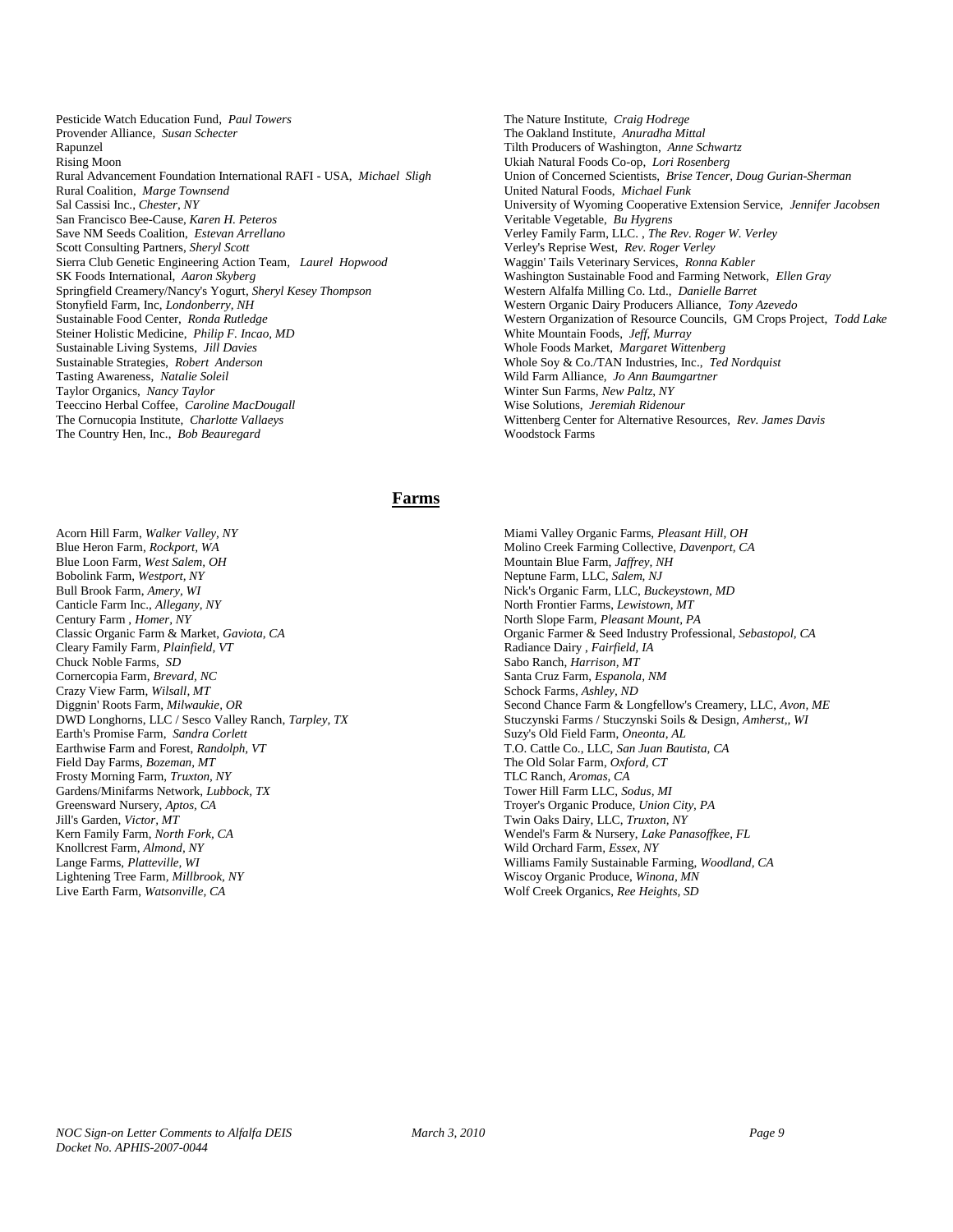Pesticide Watch Education Fund, *Paul Towers*
Provender Alliance, *Susan Schecter*
Rapunzel
Rising Moon
Rural Advancement Foundation International RAFI - USA, *Michael Sligh*
Rural Coalition, *Marge Townsend*
Sal Cassisi Inc., *Chester, NY*
San Francisco Bee-Cause, *Karen H. Peteros*
Save NM Seeds Coalition, *Estevan Arrellano*
Scott Consulting Partners, *Sheryl Scott*
Sierra Club Genetic Engineering Action Team, *Laurel Hopwood*
SK Foods International, *Aaron Skyberg*
Springfield Creamery/Nancy's Yogurt, *Sheryl Kesey Thompson*
Stonyfield Farm, Inc, *Londonberry, NH*
Sustainable Food Center, *Ronda Rutledge*
Steiner Holistic Medicine, *Philip F. Incao, MD*
Sustainable Living Systems, *Jill Davies*
Sustainable Strategies, *Robert Anderson*
Tasting Awareness, *Natalie Soleil*
Taylor Organics, *Nancy Taylor*
Teeccino Herbal Coffee, *Caroline MacDougall*
The Cornucopia Institute, *Charlotte Vallaeys*
The Country Hen, Inc., *Bob Beauregard*
The Nature Institute, *Craig Hodrege*
The Oakland Institute, *Anuradha Mittal*
Tilth Producers of Washington, *Anne Schwartz*
Ukiah Natural Foods Co-op, *Lori Rosenberg*
Union of Concerned Scientists, *Brise Tencer, Doug Gurian-Sherman*
United Natural Foods, *Michael Funk*
University of Wyoming Cooperative Extension Service, *Jennifer Jacobsen*
Veritable Vegetable, *Bu Hygrens*
Verley Family Farm, LLC. , *The Rev. Roger W. Verley*
Verley's Reprise West, *Rev. Roger Verley*
Waggin' Tails Veterinary Services, *Ronna Kabler*
Washington Sustainable Food and Farming Network, *Ellen Gray*
Western Alfalfa Milling Co. Ltd., *Danielle Barret*
Western Organic Dairy Producers Alliance, *Tony Azevedo*
Western Organization of Resource Councils, GM Crops Project, *Todd Lake*
White Mountain Foods, *Jeff, Murray*
Whole Foods Market, *Margaret Wittenberg*
Whole Soy & Co./TAN Industries, Inc., *Ted Nordquist*
Wild Farm Alliance, *Jo Ann Baumgartner*
Winter Sun Farms, *New Paltz, NY*
Wise Solutions, *Jeremiah Ridenour*
Wittenberg Center for Alternative Resources, *Rev. James Davis*
Woodstock Farms

## Farms

Acorn Hill Farm, *Walker Valley, NY*
Blue Heron Farm, *Rockport, WA*
Blue Loon Farm, *West Salem, OH*
Bobolink Farm, *Westport, NY*
Bull Brook Farm, *Amery, WI*
Canticle Farm Inc., *Allegany, NY*
Century Farm , *Homer, NY*
Classic Organic Farm & Market, *Gaviota, CA*
Cleary Family Farm, *Plainfield, VT*
Chuck Noble Farms, *SD*
Cornercopia Farm, *Brevard, NC*
Crazy View Farm, *Wilsall, MT*
Diggnin' Roots Farm, *Milwaukie, OR*
DWD Longhorns, LLC / Sesco Valley Ranch, *Tarpley, TX*
Earth's Promise Farm, *Sandra Corlett*
Earthwise Farm and Forest, *Randolph, VT*
Field Day Farms, *Bozeman, MT*
Frosty Morning Farm, *Truxton, NY*
Gardens/Minifarms Network, *Lubbock, TX*
Greensward Nursery, *Aptos, CA*
Jill's Garden, *Victor, MT*
Kern Family Farm, *North Fork, CA*
Knollcrest Farm, *Almond, NY*
Lange Farms, *Platteville, WI*
Lightening Tree Farm, *Millbrook, NY*
Live Earth Farm, *Watsonville, CA*
Miami Valley Organic Farms, *Pleasant Hill, OH*
Molino Creek Farming Collective, *Davenport, CA*
Mountain Blue Farm, *Jaffrey, NH*
Neptune Farm, LLC, *Salem, NJ*
Nick's Organic Farm, LLC, *Buckeystown, MD*
North Frontier Farms, *Lewistown, MT*
North Slope Farm, *Pleasant Mount, PA*
Organic Farmer & Seed Industry Professional, *Sebastopol, CA*
Radiance Dairy , *Fairfield, IA*
Sabo Ranch, *Harrison, MT*
Santa Cruz Farm, *Espanola, NM*
Schock Farms, *Ashley, ND*
Second Chance Farm & Longfellow's Creamery, LLC, *Avon, ME*
Stuczynski Farms / Stuczynski Soils & Design, *Amherst,, WI*
Suzy's Old Field Farm, *Oneonta, AL*
T.O. Cattle Co., LLC, *San Juan Bautista, CA*
The Old Solar Farm, *Oxford, CT*
TLC Ranch, *Aromas, CA*
Tower Hill Farm LLC, *Sodus, MI*
Troyer's Organic Produce, *Union City, PA*
Twin Oaks Dairy, LLC, *Truxton, NY*
Wendel's Farm & Nursery, *Lake Panasoffkee, FL*
Wild Orchard Farm, *Essex, NY*
Williams Family Sustainable Farming, *Woodland, CA*
Wiscoy Organic Produce, *Winona, MN*
Wolf Creek Organics, *Ree Heights, SD*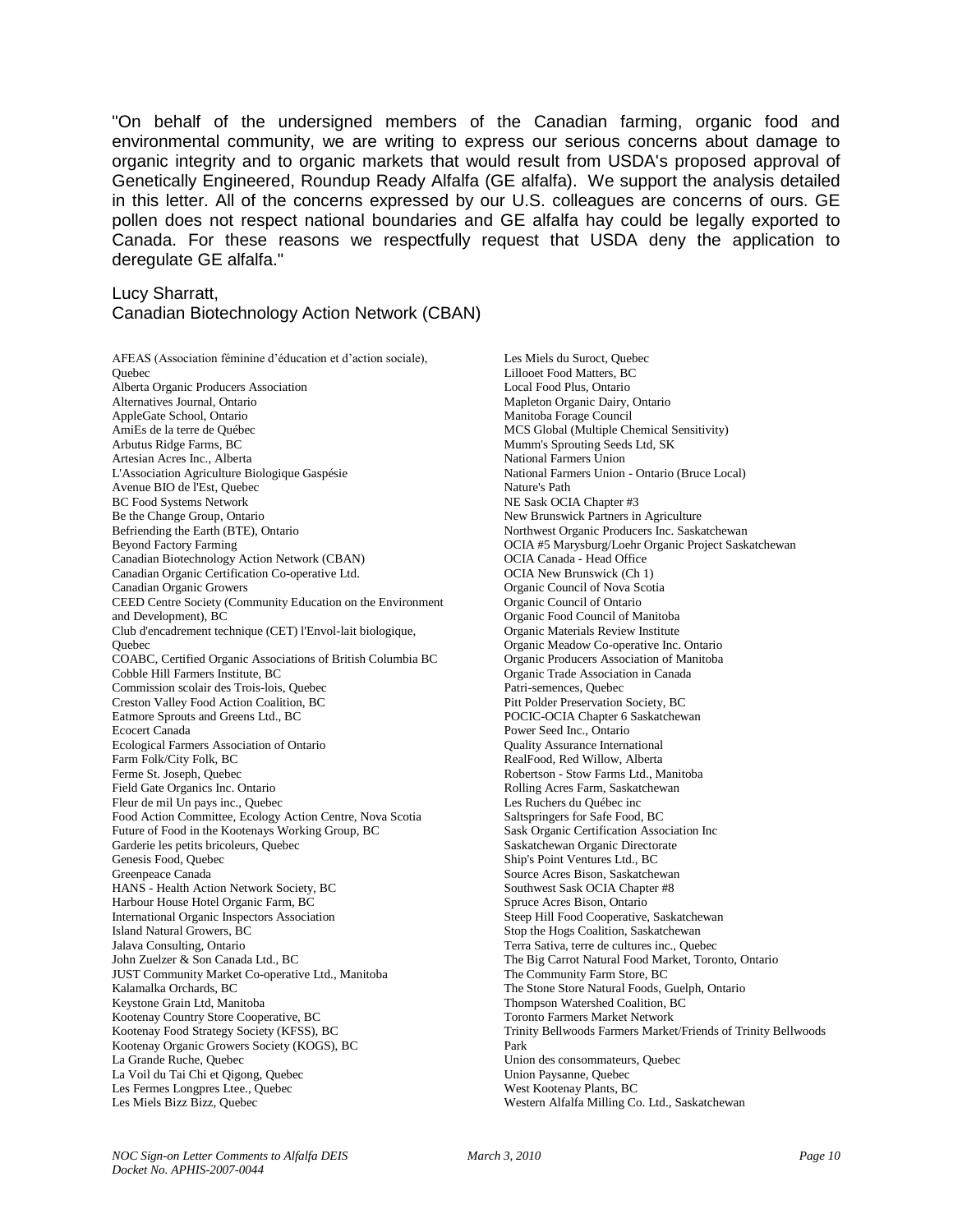"On behalf of the undersigned members of the Canadian farming, organic food and environmental community, we are writing to express our serious concerns about damage to organic integrity and to organic markets that would result from USDA's proposed approval of Genetically Engineered, Roundup Ready Alfalfa (GE alfalfa). We support the analysis detailed in this letter. All of the concerns expressed by our U.S. colleagues are concerns of ours. GE pollen does not respect national boundaries and GE alfalfa hay could be legally exported to Canada. For these reasons we respectfully request that USDA deny the application to deregulate GE alfalfa."

Lucy Sharratt,
Canadian Biotechnology Action Network (CBAN)

AFEAS (Association féminine d'éducation et d'action sociale), Quebec
Alberta Organic Producers Association
Alternatives Journal, Ontario
AppleGate School, Ontario
AmiEs de la terre de Québec
Arbutus Ridge Farms, BC
Artesian Acres Inc., Alberta
L'Association Agriculture Biologique Gaspésie
Avenue BIO de l'Est, Quebec
BC Food Systems Network
Be the Change Group, Ontario
Befriending the Earth (BTE), Ontario
Beyond Factory Farming
Canadian Biotechnology Action Network (CBAN)
Canadian Organic Certification Co-operative Ltd.
Canadian Organic Growers
CEED Centre Society (Community Education on the Environment and Development), BC
Club d'encadrement technique (CET) l'Envol-lait biologique, Quebec
COABC, Certified Organic Associations of British Columbia BC
Cobble Hill Farmers Institute, BC
Commission scolair des Trois-lois, Quebec
Creston Valley Food Action Coalition, BC
Eatmore Sprouts and Greens Ltd., BC
Ecocert Canada
Ecological Farmers Association of Ontario
Farm Folk/City Folk, BC
Ferme St. Joseph, Quebec
Field Gate Organics Inc. Ontario
Fleur de mil Un pays inc., Quebec
Food Action Committee, Ecology Action Centre, Nova Scotia
Future of Food in the Kootenays Working Group, BC
Garderie les petits bricoleurs, Quebec
Genesis Food, Quebec
Greenpeace Canada
HANS - Health Action Network Society, BC
Harbour House Hotel Organic Farm, BC
International Organic Inspectors Association
Island Natural Growers, BC
Jalava Consulting, Ontario
John Zuelzer & Son Canada Ltd., BC
JUST Community Market Co-operative Ltd., Manitoba
Kalamalka Orchards, BC
Keystone Grain Ltd, Manitoba
Kootenay Country Store Cooperative, BC
Kootenay Food Strategy Society (KFSS), BC
Kootenay Organic Growers Society (KOGS), BC
La Grande Ruche, Quebec
La Voil du Tai Chi et Qigong, Quebec
Les Fermes Longpres Ltee., Quebec
Les Miels Bizz Bizz, Quebec
Les Miels du Suroct, Quebec
Lillooet Food Matters, BC
Local Food Plus, Ontario
Mapleton Organic Dairy, Ontario
Manitoba Forage Council
MCS Global (Multiple Chemical Sensitivity)
Mumm's Sprouting Seeds Ltd, SK
National Farmers Union
National Farmers Union - Ontario (Bruce Local)
Nature's Path
NE Sask OCIA Chapter #3
New Brunswick Partners in Agriculture
Northwest Organic Producers Inc. Saskatchewan
OCIA #5 Marysburg/Loehr Organic Project Saskatchewan
OCIA Canada - Head Office
OCIA New Brunswick (Ch 1)
Organic Council of Nova Scotia
Organic Council of Ontario
Organic Food Council of Manitoba
Organic Materials Review Institute
Organic Meadow Co-operative Inc. Ontario
Organic Producers Association of Manitoba
Organic Trade Association in Canada
Patri-semences, Quebec
Pitt Polder Preservation Society, BC
POCIC-OCIA Chapter 6 Saskatchewan
Power Seed Inc., Ontario
Quality Assurance International
RealFood, Red Willow, Alberta
Robertson - Stow Farms Ltd., Manitoba
Rolling Acres Farm, Saskatchewan
Les Ruchers du Québec inc
Saltspringers for Safe Food, BC
Sask Organic Certification Association Inc
Saskatchewan Organic Directorate
Ship's Point Ventures Ltd., BC
Source Acres Bison, Saskatchewan
Southwest Sask OCIA Chapter #8
Spruce Acres Bison, Ontario
Steep Hill Food Cooperative, Saskatchewan
Stop the Hogs Coalition, Saskatchewan
Terra Sativa, terre de cultures inc., Quebec
The Big Carrot Natural Food Market, Toronto, Ontario
The Community Farm Store, BC
The Stone Store Natural Foods, Guelph, Ontario
Thompson Watershed Coalition, BC
Toronto Farmers Market Network
Trinity Bellwoods Farmers Market/Friends of Trinity Bellwoods Park
Union des consommateurs, Quebec
Union Paysanne, Quebec
West Kootenay Plants, BC
Western Alfalfa Milling Co. Ltd., Saskatchewan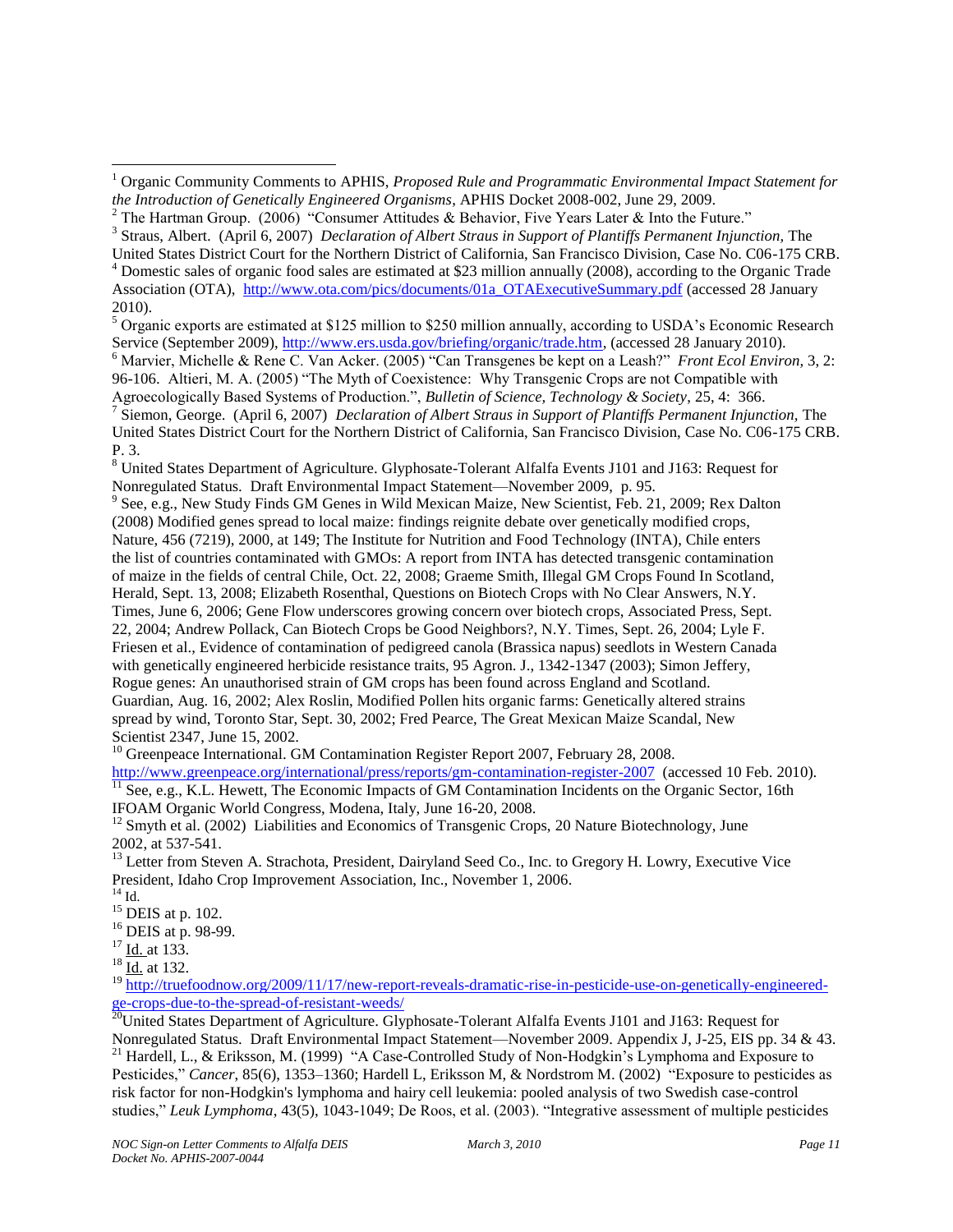[1] Organic Community Comments to APHIS, *Proposed Rule and Programmatic Environmental Impact Statement for the Introduction of Genetically Engineered Organisms*, APHIS Docket 2008-002, June 29, 2009.

[2] The Hartman Group. (2006) "Consumer Attitudes & Behavior, Five Years Later & Into the Future."

[3] Straus, Albert. (April 6, 2007) *Declaration of Albert Straus in Support of Plantiffs Permanent Injunction,* The United States District Court for the Northern District of California, San Francisco Division, Case No. C06-175 CRB.

[4] Domestic sales of organic food sales are estimated at $23 million annually (2008), according to the Organic Trade Association (OTA), http://www.ota.com/pics/documents/01a_OTAExecutiveSummary.pdf (accessed 28 January 2010).

[5] Organic exports are estimated at $125 million to $250 million annually, according to USDA's Economic Research Service (September 2009), http://www.ers.usda.gov/briefing/organic/trade.htm, (accessed 28 January 2010).

[6] Marvier, Michelle & Rene C. Van Acker. (2005) "Can Transgenes be kept on a Leash?" *Front Ecol Environ,* 3, 2: 96-106. Altieri, M. A. (2005) "The Myth of Coexistence: Why Transgenic Crops are not Compatible with Agroecologically Based Systems of Production.", *Bulletin of Science, Technology & Society*, 25, 4: 366.

[7] Siemon, George. (April 6, 2007) *Declaration of Albert Straus in Support of Plantiffs Permanent Injunction,* The United States District Court for the Northern District of California, San Francisco Division, Case No. C06-175 CRB. P. 3.

[8] United States Department of Agriculture. Glyphosate-Tolerant Alfalfa Events J101 and J163: Request for Nonregulated Status. Draft Environmental Impact Statement—November 2009, p. 95.

[9] See, e.g., New Study Finds GM Genes in Wild Mexican Maize, New Scientist, Feb. 21, 2009; Rex Dalton (2008) Modified genes spread to local maize: findings reignite debate over genetically modified crops, Nature, 456 (7219), 2000, at 149; The Institute for Nutrition and Food Technology (INTA), Chile enters the list of countries contaminated with GMOs: A report from INTA has detected transgenic contamination of maize in the fields of central Chile, Oct. 22, 2008; Graeme Smith, Illegal GM Crops Found In Scotland, Herald, Sept. 13, 2008; Elizabeth Rosenthal, Questions on Biotech Crops with No Clear Answers, N.Y. Times, June 6, 2006; Gene Flow underscores growing concern over biotech crops, Associated Press, Sept. 22, 2004; Andrew Pollack, Can Biotech Crops be Good Neighbors?, N.Y. Times, Sept. 26, 2004; Lyle F. Friesen et al., Evidence of contamination of pedigreed canola (Brassica napus) seedlots in Western Canada with genetically engineered herbicide resistance traits, 95 Agron. J., 1342-1347 (2003); Simon Jeffery, Rogue genes: An unauthorised strain of GM crops has been found across England and Scotland. Guardian, Aug. 16, 2002; Alex Roslin, Modified Pollen hits organic farms: Genetically altered strains spread by wind, Toronto Star, Sept. 30, 2002; Fred Pearce, The Great Mexican Maize Scandal, New Scientist 2347, June 15, 2002.

[10] Greenpeace International. GM Contamination Register Report 2007, February 28, 2008. http://www.greenpeace.org/international/press/reports/gm-contamination-register-2007 (accessed 10 Feb. 2010).

[11] See, e.g., K.L. Hewett, The Economic Impacts of GM Contamination Incidents on the Organic Sector, 16th IFOAM Organic World Congress, Modena, Italy, June 16-20, 2008.

[12] Smyth et al. (2002) Liabilities and Economics of Transgenic Crops, 20 Nature Biotechnology, June 2002, at 537-541.

[13] Letter from Steven A. Strachota, President, Dairyland Seed Co., Inc. to Gregory H. Lowry, Executive Vice President, Idaho Crop Improvement Association, Inc., November 1, 2006.

[14] Id.

[15] DEIS at p. 102.

[16] DEIS at p. 98-99.

[17] Id. at 133.

[18] Id. at 132.

[19] http://truefoodnow.org/2009/11/17/new-report-reveals-dramatic-rise-in-pesticide-use-on-genetically-engineered-ge-crops-due-to-the-spread-of-resistant-weeds/

[20] United States Department of Agriculture. Glyphosate-Tolerant Alfalfa Events J101 and J163: Request for Nonregulated Status. Draft Environmental Impact Statement—November 2009. Appendix J, J-25, EIS pp. 34 & 43.

[21] Hardell, L., & Eriksson, M. (1999) "A Case-Controlled Study of Non-Hodgkin's Lymphoma and Exposure to Pesticides," *Cancer,* 85(6), 1353–1360; Hardell L, Eriksson M, & Nordstrom M. (2002) "Exposure to pesticides as risk factor for non-Hodgkin's lymphoma and hairy cell leukemia: pooled analysis of two Swedish case-control studies," *Leuk Lymphoma*, 43(5), 1043-1049; De Roos, et al. (2003). "Integrative assessment of multiple pesticides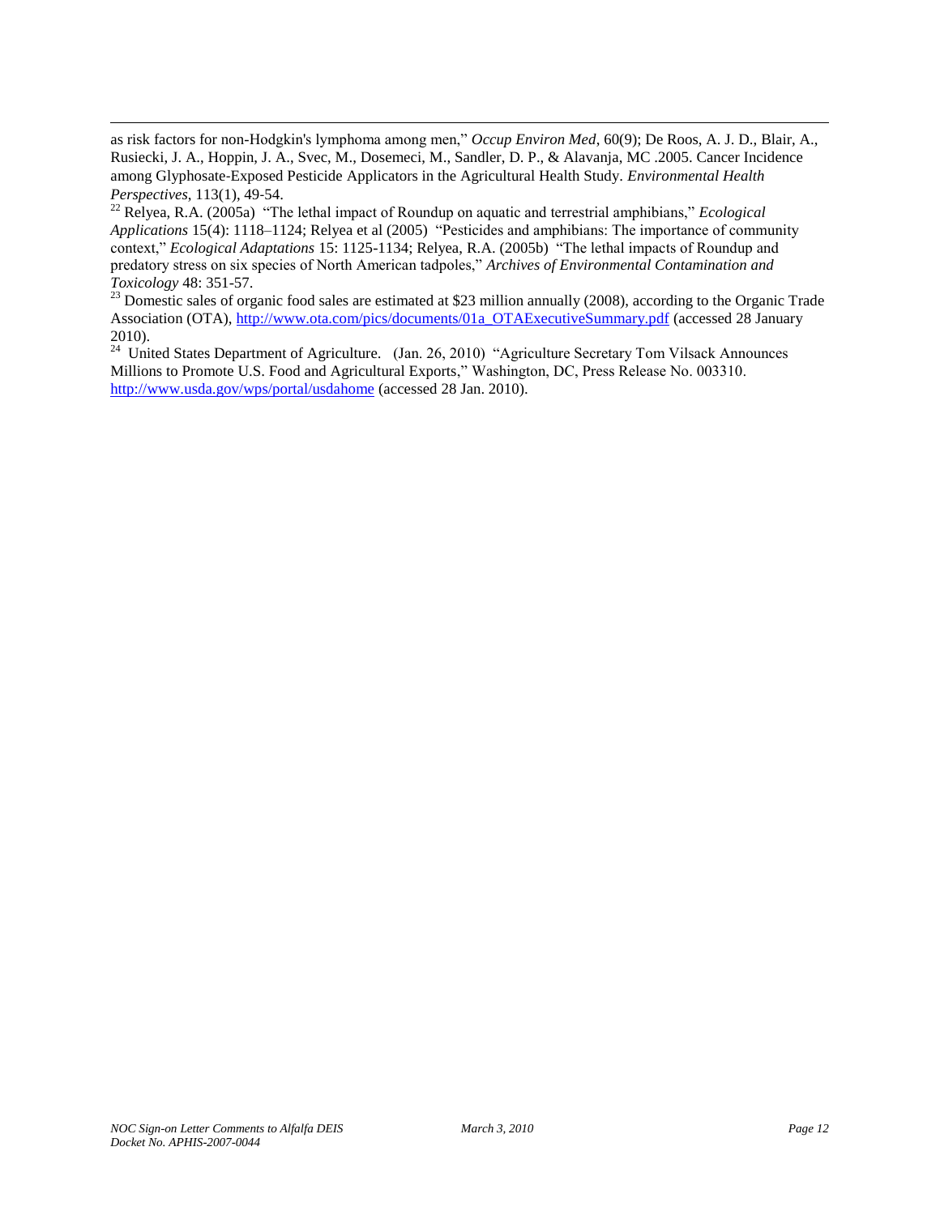as risk factors for non-Hodgkin's lymphoma among men," *Occup Environ Med*, 60(9); De Roos, A. J. D., Blair, A., Rusiecki, J. A., Hoppin, J. A., Svec, M., Dosemeci, M., Sandler, D. P., & Alavanja, MC .2005. Cancer Incidence among Glyphosate-Exposed Pesticide Applicators in the Agricultural Health Study. *Environmental Health Perspectives*, 113(1), 49-54.

[22] Relyea, R.A. (2005a) "The lethal impact of Roundup on aquatic and terrestrial amphibians," *Ecological Applications* 15(4): 1118–1124; Relyea et al (2005) "Pesticides and amphibians: The importance of community context," *Ecological Adaptations* 15: 1125-1134; Relyea, R.A. (2005b) "The lethal impacts of Roundup and predatory stress on six species of North American tadpoles," *Archives of Environmental Contamination and Toxicology* 48: 351-57.

[23] Domestic sales of organic food sales are estimated at $23 million annually (2008), according to the Organic Trade Association (OTA), http://www.ota.com/pics/documents/01a_OTAExecutiveSummary.pdf (accessed 28 January 2010).

[24] United States Department of Agriculture. (Jan. 26, 2010) "Agriculture Secretary Tom Vilsack Announces Millions to Promote U.S. Food and Agricultural Exports," Washington, DC, Press Release No. 003310. http://www.usda.gov/wps/portal/usdahome (accessed 28 Jan. 2010).